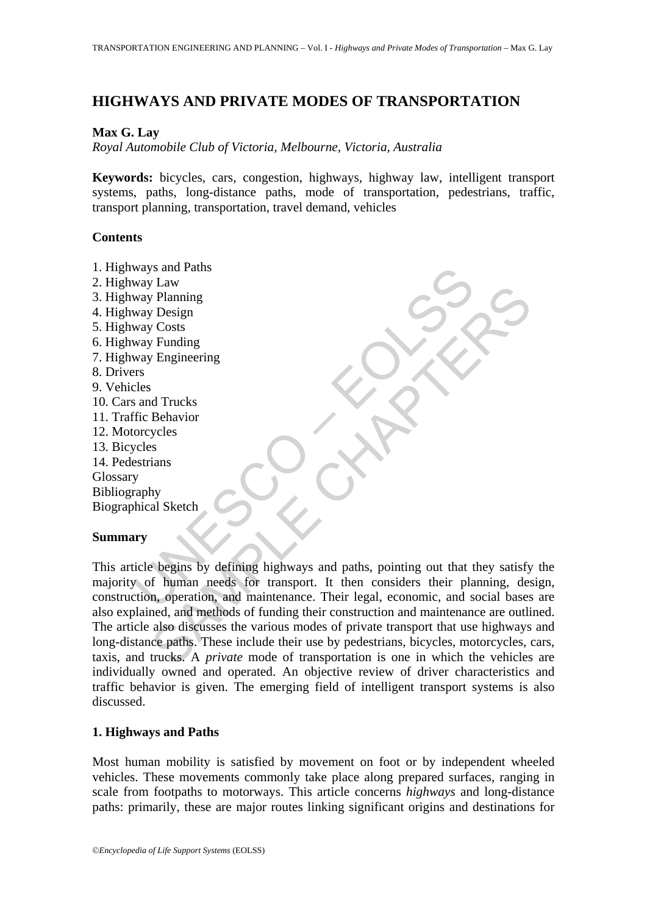# HIGHWAYS AND PRIVATE MODES OF TRANSPORTATION

**Max G. Lay**

*Royal Automobile Club of Victoria, Melbourne, Victoria, Australia*

**Keywords:** bicycles, cars, congestion, highways, highway law, intelligent transport systems, paths, long-distance paths, mode of transportation, pedestrians, traffic, transport planning, transportation, travel demand, vehicles

## Contents

1. Highways and Paths
2. Highway Law
3. Highway Planning
4. Highway Design
5. Highway Costs
6. Highway Funding
7. Highway Engineering
8. Drivers
9. Vehicles
10. Cars and Trucks
11. Traffic Behavior
12. Motorcycles
13. Bicycles
14. Pedestrians

Glossary
Bibliography
Biographical Sketch

## Summary

This article begins by defining highways and paths, pointing out that they satisfy the majority of human needs for transport. It then considers their planning, design, construction, operation, and maintenance. Their legal, economic, and social bases are also explained, and methods of funding their construction and maintenance are outlined. The article also discusses the various modes of private transport that use highways and long-distance paths. These include their use by pedestrians, bicycles, motorcycles, cars, taxis, and trucks. A *private* mode of transportation is one in which the vehicles are individually owned and operated. An objective review of driver characteristics and traffic behavior is given. The emerging field of intelligent transport systems is also discussed.

## 1. Highways and Paths

Most human mobility is satisfied by movement on foot or by independent wheeled vehicles. These movements commonly take place along prepared surfaces, ranging in scale from footpaths to motorways. This article concerns *highways* and long-distance paths: primarily, these are major routes linking significant origins and destinations for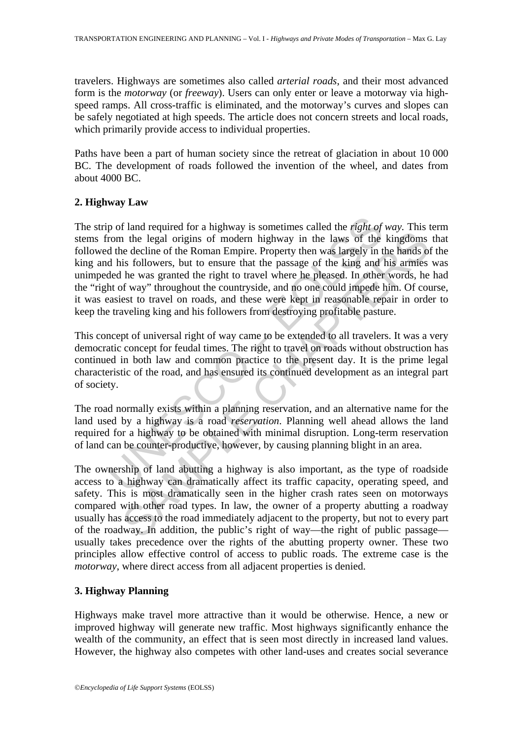travelers. Highways are sometimes also called *arterial roads*, and their most advanced form is the *motorway* (or *freeway*). Users can only enter or leave a motorway via high-speed ramps. All cross-traffic is eliminated, and the motorway's curves and slopes can be safely negotiated at high speeds. The article does not concern streets and local roads, which primarily provide access to individual properties.

Paths have been a part of human society since the retreat of glaciation in about 10 000 BC. The development of roads followed the invention of the wheel, and dates from about 4000 BC.

## 2. Highway Law

The strip of land required for a highway is sometimes called the *right of way*. This term stems from the legal origins of modern highway in the laws of the kingdoms that followed the decline of the Roman Empire. Property then was largely in the hands of the king and his followers, but to ensure that the passage of the king and his armies was unimpeded he was granted the right to travel where he pleased. In other words, he had the "right of way" throughout the countryside, and no one could impede him. Of course, it was easiest to travel on roads, and these were kept in reasonable repair in order to keep the traveling king and his followers from destroying profitable pasture.

This concept of universal right of way came to be extended to all travelers. It was a very democratic concept for feudal times. The right to travel on roads without obstruction has continued in both law and common practice to the present day. It is the prime legal characteristic of the road, and has ensured its continued development as an integral part of society.

The road normally exists within a planning reservation, and an alternative name for the land used by a highway is a road *reservation*. Planning well ahead allows the land required for a highway to be obtained with minimal disruption. Long-term reservation of land can be counter-productive, however, by causing planning blight in an area.

The ownership of land abutting a highway is also important, as the type of roadside access to a highway can dramatically affect its traffic capacity, operating speed, and safety. This is most dramatically seen in the higher crash rates seen on motorways compared with other road types. In law, the owner of a property abutting a roadway usually has access to the road immediately adjacent to the property, but not to every part of the roadway. In addition, the public's right of way—the right of public passage—usually takes precedence over the rights of the abutting property owner. These two principles allow effective control of access to public roads. The extreme case is the *motorway*, where direct access from all adjacent properties is denied.

## 3. Highway Planning

Highways make travel more attractive than it would be otherwise. Hence, a new or improved highway will generate new traffic. Most highways significantly enhance the wealth of the community, an effect that is seen most directly in increased land values. However, the highway also competes with other land-uses and creates social severance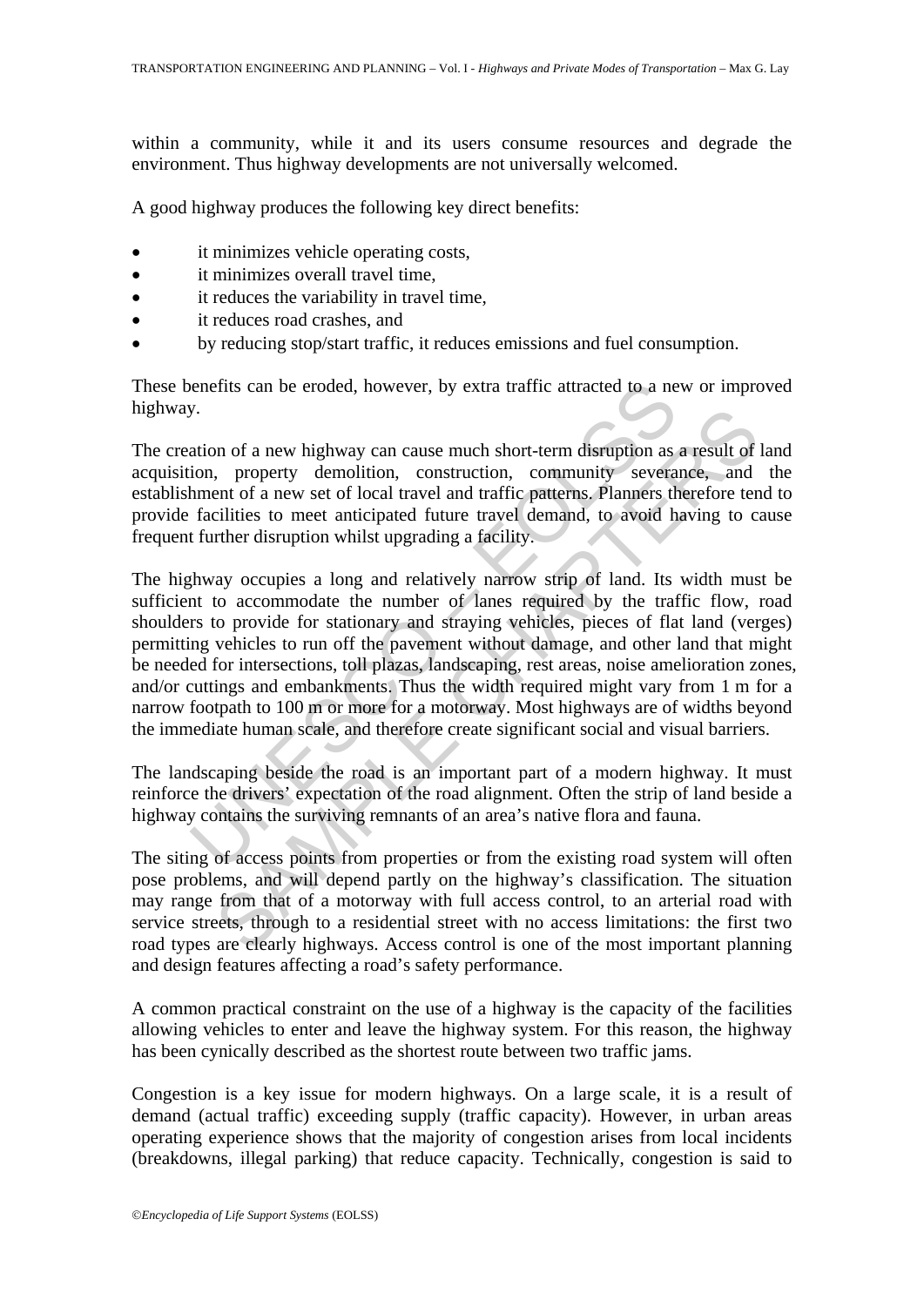within a community, while it and its users consume resources and degrade the environment. Thus highway developments are not universally welcomed.

A good highway produces the following key direct benefits:

- it minimizes vehicle operating costs,
- it minimizes overall travel time,
- it reduces the variability in travel time,
- it reduces road crashes, and
- by reducing stop/start traffic, it reduces emissions and fuel consumption.

These benefits can be eroded, however, by extra traffic attracted to a new or improved highway.

The creation of a new highway can cause much short-term disruption as a result of land acquisition, property demolition, construction, community severance, and the establishment of a new set of local travel and traffic patterns. Planners therefore tend to provide facilities to meet anticipated future travel demand, to avoid having to cause frequent further disruption whilst upgrading a facility.

The highway occupies a long and relatively narrow strip of land. Its width must be sufficient to accommodate the number of lanes required by the traffic flow, road shoulders to provide for stationary and straying vehicles, pieces of flat land (verges) permitting vehicles to run off the pavement without damage, and other land that might be needed for intersections, toll plazas, landscaping, rest areas, noise amelioration zones, and/or cuttings and embankments. Thus the width required might vary from 1 m for a narrow footpath to 100 m or more for a motorway. Most highways are of widths beyond the immediate human scale, and therefore create significant social and visual barriers.

The landscaping beside the road is an important part of a modern highway. It must reinforce the drivers' expectation of the road alignment. Often the strip of land beside a highway contains the surviving remnants of an area's native flora and fauna.

The siting of access points from properties or from the existing road system will often pose problems, and will depend partly on the highway's classification. The situation may range from that of a motorway with full access control, to an arterial road with service streets, through to a residential street with no access limitations: the first two road types are clearly highways. Access control is one of the most important planning and design features affecting a road's safety performance.

A common practical constraint on the use of a highway is the capacity of the facilities allowing vehicles to enter and leave the highway system. For this reason, the highway has been cynically described as the shortest route between two traffic jams.

Congestion is a key issue for modern highways. On a large scale, it is a result of demand (actual traffic) exceeding supply (traffic capacity). However, in urban areas operating experience shows that the majority of congestion arises from local incidents (breakdowns, illegal parking) that reduce capacity. Technically, congestion is said to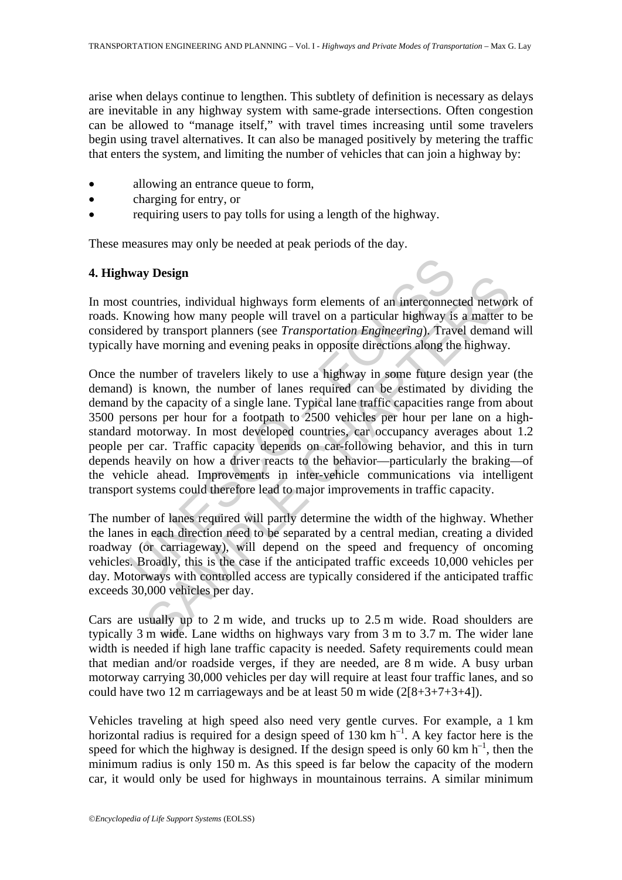arise when delays continue to lengthen. This subtlety of definition is necessary as delays are inevitable in any highway system with same-grade intersections. Often congestion can be allowed to "manage itself," with travel times increasing until some travelers begin using travel alternatives. It can also be managed positively by metering the traffic that enters the system, and limiting the number of vehicles that can join a highway by:

- allowing an entrance queue to form,
- charging for entry, or
- requiring users to pay tolls for using a length of the highway.

These measures may only be needed at peak periods of the day.

## 4. Highway Design

In most countries, individual highways form elements of an interconnected network of roads. Knowing how many people will travel on a particular highway is a matter to be considered by transport planners (see *Transportation Engineering*). Travel demand will typically have morning and evening peaks in opposite directions along the highway.

Once the number of travelers likely to use a highway in some future design year (the demand) is known, the number of lanes required can be estimated by dividing the demand by the capacity of a single lane. Typical lane traffic capacities range from about 3500 persons per hour for a footpath to 2500 vehicles per hour per lane on a high-standard motorway. In most developed countries, car occupancy averages about 1.2 people per car. Traffic capacity depends on car-following behavior, and this in turn depends heavily on how a driver reacts to the behavior—particularly the braking—of the vehicle ahead. Improvements in inter-vehicle communications via intelligent transport systems could therefore lead to major improvements in traffic capacity.

The number of lanes required will partly determine the width of the highway. Whether the lanes in each direction need to be separated by a central median, creating a divided roadway (or carriageway), will depend on the speed and frequency of oncoming vehicles. Broadly, this is the case if the anticipated traffic exceeds 10,000 vehicles per day. Motorways with controlled access are typically considered if the anticipated traffic exceeds 30,000 vehicles per day.

Cars are usually up to 2 m wide, and trucks up to 2.5 m wide. Road shoulders are typically 3 m wide. Lane widths on highways vary from 3 m to 3.7 m. The wider lane width is needed if high lane traffic capacity is needed. Safety requirements could mean that median and/or roadside verges, if they are needed, are 8 m wide. A busy urban motorway carrying 30,000 vehicles per day will require at least four traffic lanes, and so could have two 12 m carriageways and be at least 50 m wide (2[8+3+7+3+4]).

Vehicles traveling at high speed also need very gentle curves. For example, a 1 km horizontal radius is required for a design speed of 130 km h$^{-1}$. A key factor here is the speed for which the highway is designed. If the design speed is only 60 km h$^{-1}$, then the minimum radius is only 150 m. As this speed is far below the capacity of the modern car, it would only be used for highways in mountainous terrains. A similar minimum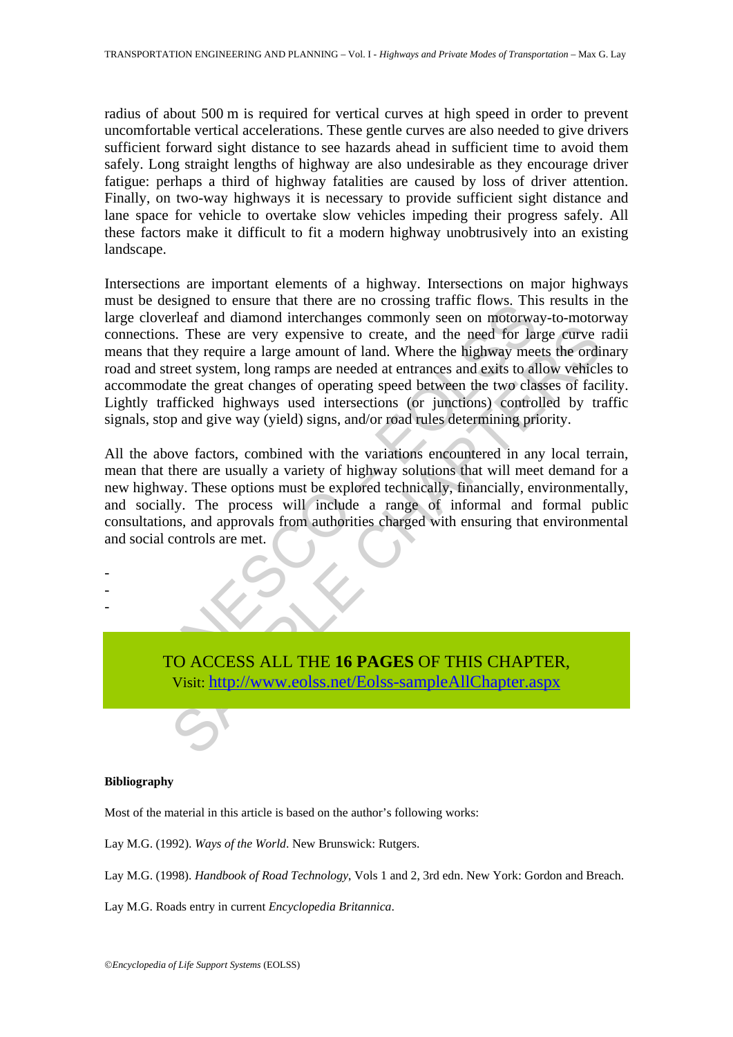radius of about 500 m is required for vertical curves at high speed in order to prevent uncomfortable vertical accelerations. These gentle curves are also needed to give drivers sufficient forward sight distance to see hazards ahead in sufficient time to avoid them safely. Long straight lengths of highway are also undesirable as they encourage driver fatigue: perhaps a third of highway fatalities are caused by loss of driver attention. Finally, on two-way highways it is necessary to provide sufficient sight distance and lane space for vehicle to overtake slow vehicles impeding their progress safely. All these factors make it difficult to fit a modern highway unobtrusively into an existing landscape.

Intersections are important elements of a highway. Intersections on major highways must be designed to ensure that there are no crossing traffic flows. This results in the large cloverleaf and diamond interchanges commonly seen on motorway-to-motorway connections. These are very expensive to create, and the need for large curve radii means that they require a large amount of land. Where the highway meets the ordinary road and street system, long ramps are needed at entrances and exits to allow vehicles to accommodate the great changes of operating speed between the two classes of facility. Lightly trafficked highways used intersections (or junctions) controlled by traffic signals, stop and give way (yield) signs, and/or road rules determining priority.

All the above factors, combined with the variations encountered in any local terrain, mean that there are usually a variety of highway solutions that will meet demand for a new highway. These options must be explored technically, financially, environmentally, and socially. The process will include a range of informal and formal public consultations, and approvals from authorities charged with ensuring that environmental and social controls are met.

-
-
-

TO ACCESS ALL THE **16 PAGES** OF THIS CHAPTER,
Visit: http://www.eolss.net/Eolss-sampleAllChapter.aspx

**Bibliography**

Most of the material in this article is based on the author's following works:

Lay M.G. (1992). *Ways of the World*. New Brunswick: Rutgers.

Lay M.G. (1998). *Handbook of Road Technology*, Vols 1 and 2, 3rd edn. New York: Gordon and Breach.

Lay M.G. Roads entry in current *Encyclopedia Britannica*.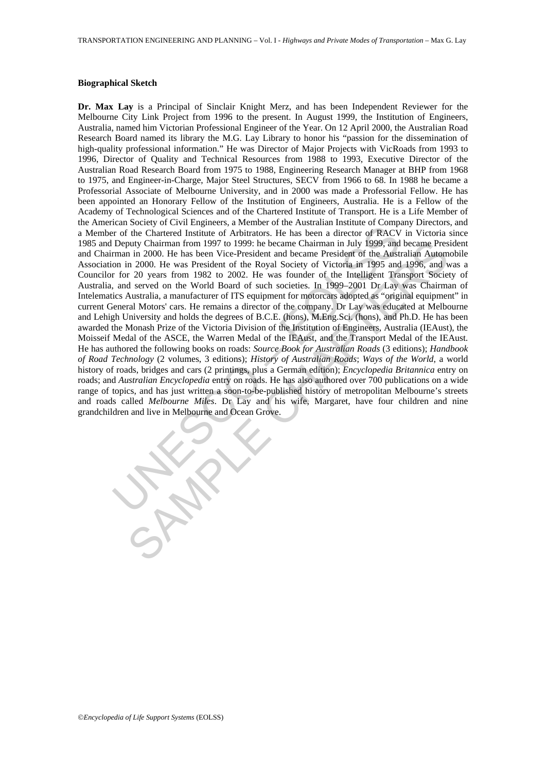**Biographical Sketch**

**Dr. Max Lay** is a Principal of Sinclair Knight Merz, and has been Independent Reviewer for the Melbourne City Link Project from 1996 to the present. In August 1999, the Institution of Engineers, Australia, named him Victorian Professional Engineer of the Year. On 12 April 2000, the Australian Road Research Board named its library the M.G. Lay Library to honor his "passion for the dissemination of high-quality professional information." He was Director of Major Projects with VicRoads from 1993 to 1996, Director of Quality and Technical Resources from 1988 to 1993, Executive Director of the Australian Road Research Board from 1975 to 1988, Engineering Research Manager at BHP from 1968 to 1975, and Engineer-in-Charge, Major Steel Structures, SECV from 1966 to 68. In 1988 he became a Professorial Associate of Melbourne University, and in 2000 was made a Professorial Fellow. He has been appointed an Honorary Fellow of the Institution of Engineers, Australia. He is a Fellow of the Academy of Technological Sciences and of the Chartered Institute of Transport. He is a Life Member of the American Society of Civil Engineers, a Member of the Australian Institute of Company Directors, and a Member of the Chartered Institute of Arbitrators. He has been a director of RACV in Victoria since 1985 and Deputy Chairman from 1997 to 1999: he became Chairman in July 1999, and became President and Chairman in 2000. He has been Vice-President and became President of the Australian Automobile Association in 2000. He was President of the Royal Society of Victoria in 1995 and 1996, and was a Councilor for 20 years from 1982 to 2002. He was founder of the Intelligent Transport Society of Australia, and served on the World Board of such societies. In 1999–2001 Dr Lay was Chairman of Intelematics Australia, a manufacturer of ITS equipment for motorcars adopted as "original equipment" in current General Motors' cars. He remains a director of the company. Dr Lay was educated at Melbourne and Lehigh University and holds the degrees of B.C.E. (hons), M.Eng.Sci. (hons), and Ph.D. He has been awarded the Monash Prize of the Victoria Division of the Institution of Engineers, Australia (IEAust), the Moisseif Medal of the ASCE, the Warren Medal of the IEAust, and the Transport Medal of the IEAust. He has authored the following books on roads: *Source Book for Australian Roads* (3 editions); *Handbook of Road Technology* (2 volumes, 3 editions); *History of Australian Roads*; *Ways of the World*, a world history of roads, bridges and cars (2 printings, plus a German edition); *Encyclopedia Britannica* entry on roads; and *Australian Encyclopedia* entry on roads. He has also authored over 700 publications on a wide range of topics, and has just written a soon-to-be-published history of metropolitan Melbourne's streets and roads called *Melbourne Miles*. Dr Lay and his wife, Margaret, have four children and nine grandchildren and live in Melbourne and Ocean Grove.